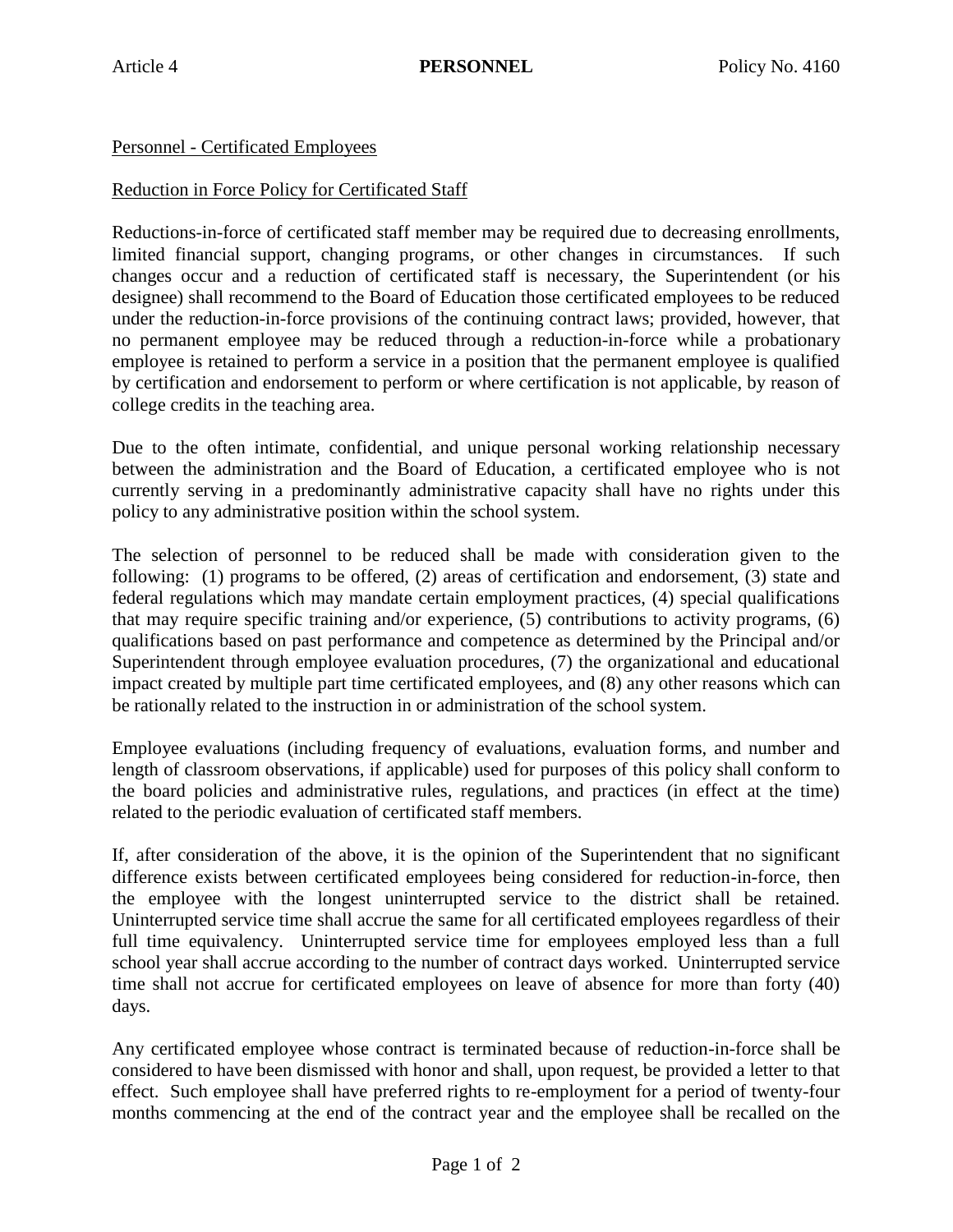Article 4 **PERSONNEL** Policy No. 4160

Personnel - Certificated Employees

Reduction in Force Policy for Certificated Staff

Reductions-in-force of certificated staff member may be required due to decreasing enrollments, limited financial support, changing programs, or other changes in circumstances. If such changes occur and a reduction of certificated staff is necessary, the Superintendent (or his designee) shall recommend to the Board of Education those certificated employees to be reduced under the reduction-in-force provisions of the continuing contract laws; provided, however, that no permanent employee may be reduced through a reduction-in-force while a probationary employee is retained to perform a service in a position that the permanent employee is qualified by certification and endorsement to perform or where certification is not applicable, by reason of college credits in the teaching area.

Due to the often intimate, confidential, and unique personal working relationship necessary between the administration and the Board of Education, a certificated employee who is not currently serving in a predominantly administrative capacity shall have no rights under this policy to any administrative position within the school system.

The selection of personnel to be reduced shall be made with consideration given to the following: (1) programs to be offered, (2) areas of certification and endorsement, (3) state and federal regulations which may mandate certain employment practices, (4) special qualifications that may require specific training and/or experience, (5) contributions to activity programs, (6) qualifications based on past performance and competence as determined by the Principal and/or Superintendent through employee evaluation procedures, (7) the organizational and educational impact created by multiple part time certificated employees, and (8) any other reasons which can be rationally related to the instruction in or administration of the school system.

Employee evaluations (including frequency of evaluations, evaluation forms, and number and length of classroom observations, if applicable) used for purposes of this policy shall conform to the board policies and administrative rules, regulations, and practices (in effect at the time) related to the periodic evaluation of certificated staff members.

If, after consideration of the above, it is the opinion of the Superintendent that no significant difference exists between certificated employees being considered for reduction-in-force, then the employee with the longest uninterrupted service to the district shall be retained. Uninterrupted service time shall accrue the same for all certificated employees regardless of their full time equivalency. Uninterrupted service time for employees employed less than a full school year shall accrue according to the number of contract days worked. Uninterrupted service time shall not accrue for certificated employees on leave of absence for more than forty (40) days.

Any certificated employee whose contract is terminated because of reduction-in-force shall be considered to have been dismissed with honor and shall, upon request, be provided a letter to that effect. Such employee shall have preferred rights to re-employment for a period of twenty-four months commencing at the end of the contract year and the employee shall be recalled on the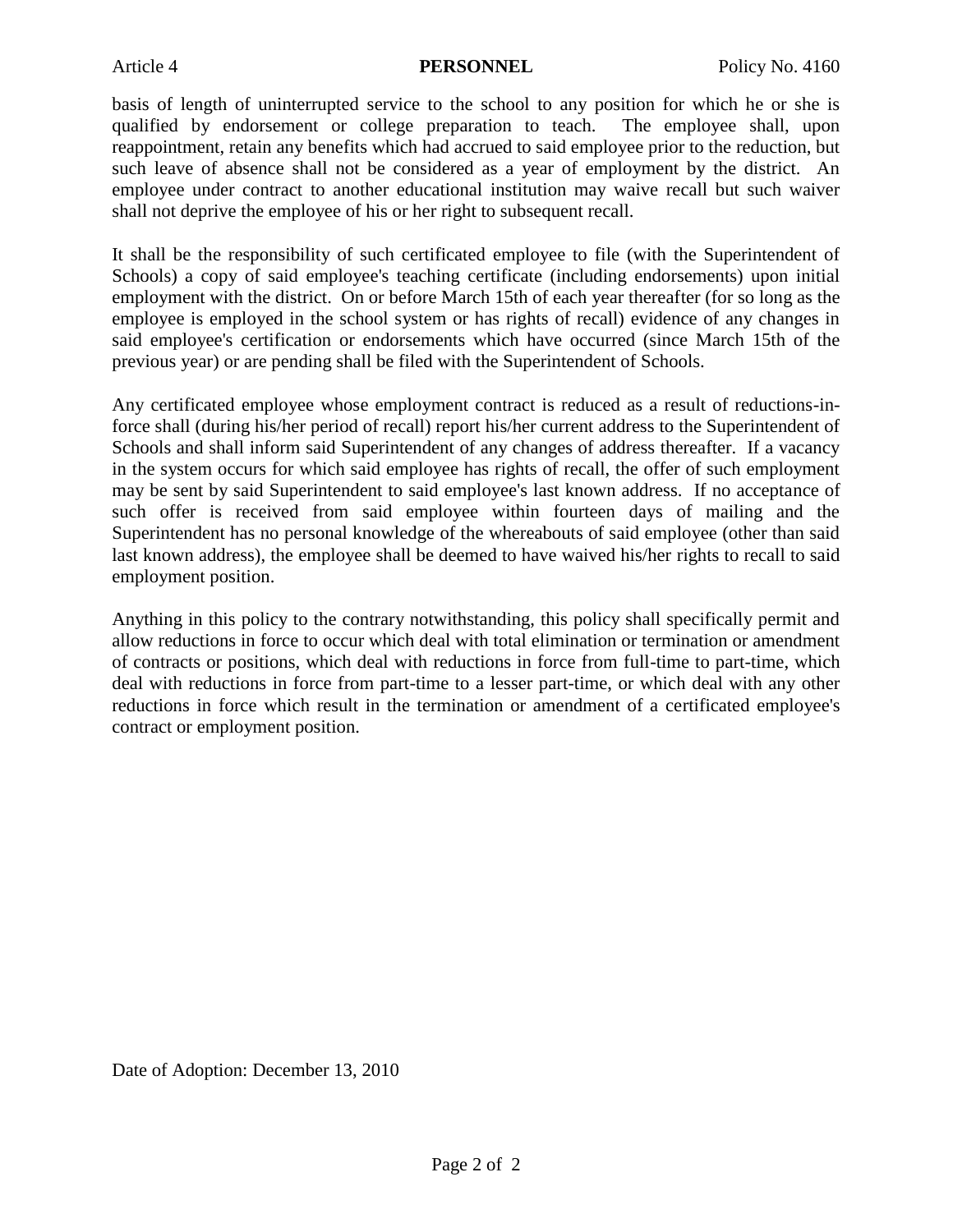basis of length of uninterrupted service to the school to any position for which he or she is qualified by endorsement or college preparation to teach. The employee shall, upon reappointment, retain any benefits which had accrued to said employee prior to the reduction, but such leave of absence shall not be considered as a year of employment by the district. An employee under contract to another educational institution may waive recall but such waiver shall not deprive the employee of his or her right to subsequent recall.

It shall be the responsibility of such certificated employee to file (with the Superintendent of Schools) a copy of said employee's teaching certificate (including endorsements) upon initial employment with the district. On or before March 15th of each year thereafter (for so long as the employee is employed in the school system or has rights of recall) evidence of any changes in said employee's certification or endorsements which have occurred (since March 15th of the previous year) or are pending shall be filed with the Superintendent of Schools.

Any certificated employee whose employment contract is reduced as a result of reductions-in-force shall (during his/her period of recall) report his/her current address to the Superintendent of Schools and shall inform said Superintendent of any changes of address thereafter. If a vacancy in the system occurs for which said employee has rights of recall, the offer of such employment may be sent by said Superintendent to said employee's last known address. If no acceptance of such offer is received from said employee within fourteen days of mailing and the Superintendent has no personal knowledge of the whereabouts of said employee (other than said last known address), the employee shall be deemed to have waived his/her rights to recall to said employment position.

Anything in this policy to the contrary notwithstanding, this policy shall specifically permit and allow reductions in force to occur which deal with total elimination or termination or amendment of contracts or positions, which deal with reductions in force from full-time to part-time, which deal with reductions in force from part-time to a lesser part-time, or which deal with any other reductions in force which result in the termination or amendment of a certificated employee's contract or employment position.

Date of Adoption: December 13, 2010